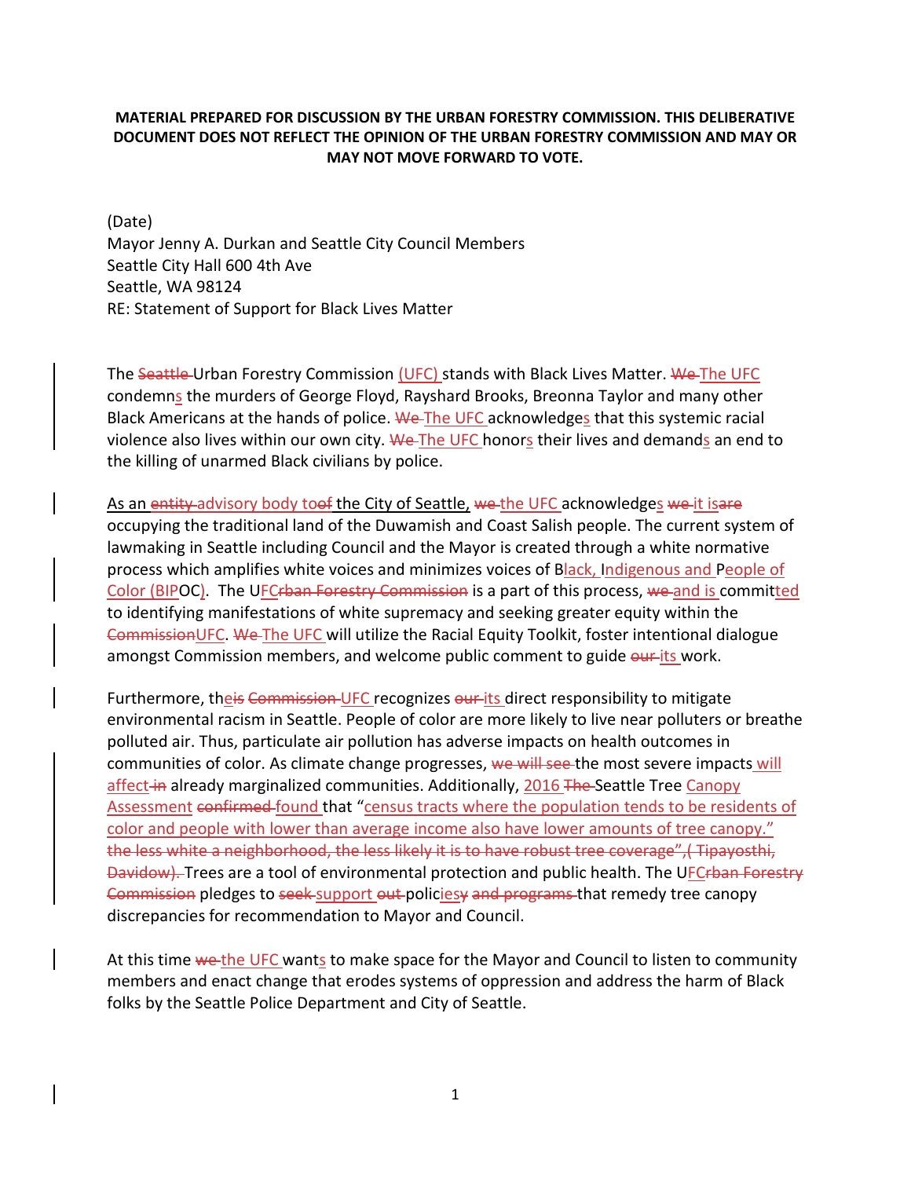**MATERIAL PREPARED FOR DISCUSSION BY THE URBAN FORESTRY COMMISSION. THIS DELIBERATIVE DOCUMENT DOES NOT REFLECT THE OPINION OF THE URBAN FORESTRY COMMISSION AND MAY OR MAY NOT MOVE FORWARD TO VOTE.**

(Date)
Mayor Jenny A. Durkan and Seattle City Council Members
Seattle City Hall 600 4th Ave
Seattle, WA 98124
RE: Statement of Support for Black Lives Matter

The ~~Seattle~~ Urban Forestry Commission (UFC) stands with Black Lives Matter. ~~We~~ The UFC condemns the murders of George Floyd, Rayshard Brooks, Breonna Taylor and many other Black Americans at the hands of police. ~~We~~ The UFC acknowledges that this systemic racial violence also lives within our own city. ~~We~~ The UFC honors their lives and demands an end to the killing of unarmed Black civilians by police.

As an ~~entity~~ advisory body to~~of~~ the City of Seattle, ~~we~~ the UFC acknowledges ~~we~~ it is~~are~~ occupying the traditional land of the Duwamish and Coast Salish people. The current system of lawmaking in Seattle including Council and the Mayor is created through a white normative process which amplifies white voices and minimizes voices of Black, Indigenous and People of Color (BIPOC). The UFC~~rban Forestry Commission~~ is a part of this process, ~~we~~ and is committed to identifying manifestations of white supremacy and seeking greater equity within the ~~Commission~~UFC. ~~We~~ The UFC will utilize the Racial Equity Toolkit, foster intentional dialogue amongst Commission members, and welcome public comment to guide ~~our~~ its work.

Furthermore, the~~is~~ ~~Commission~~ UFC recognizes ~~our~~ its direct responsibility to mitigate environmental racism in Seattle. People of color are more likely to live near polluters or breathe polluted air. Thus, particulate air pollution has adverse impacts on health outcomes in communities of color. As climate change progresses, ~~we will see~~ the most severe impacts will affect ~~in~~ already marginalized communities. Additionally, 2016 ~~The~~ Seattle Tree Canopy Assessment ~~confirmed~~ found that “census tracts where the population tends to be residents of color and people with lower than average income also have lower amounts of tree canopy.” ~~the less white a neighborhood, the less likely it is to have robust tree coverage”,( Tipayosthi, Davidow).~~ Trees are a tool of environmental protection and public health. The UFC~~rban Forestry Commission~~ pledges to ~~seek~~ support ~~out~~ policies~~y~~ ~~and programs~~ that remedy tree canopy discrepancies for recommendation to Mayor and Council.

At this time ~~we~~ the UFC wants to make space for the Mayor and Council to listen to community members and enact change that erodes systems of oppression and address the harm of Black folks by the Seattle Police Department and City of Seattle.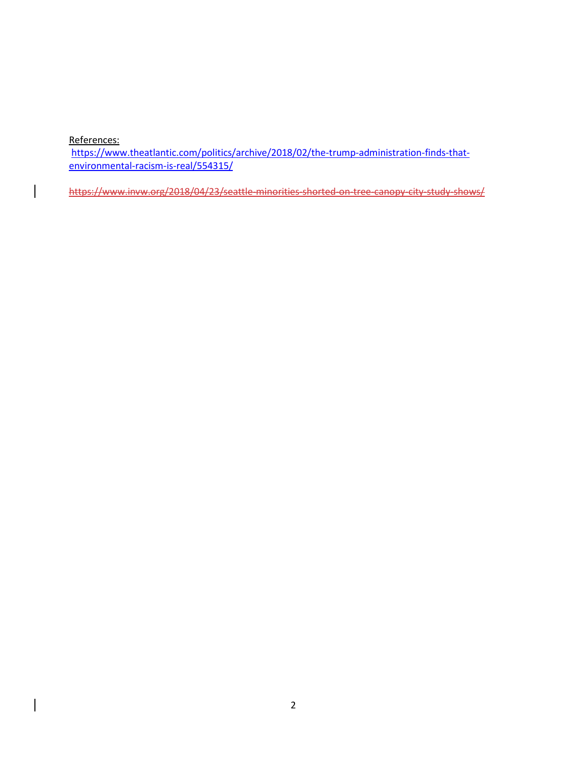References:

https://www.theatlantic.com/politics/archive/2018/02/the-trump-administration-finds-that-environmental-racism-is-real/554315/

~~https://www.invw.org/2018/04/23/seattle-minorities-shorted-on-tree-canopy-city-study-shows/~~